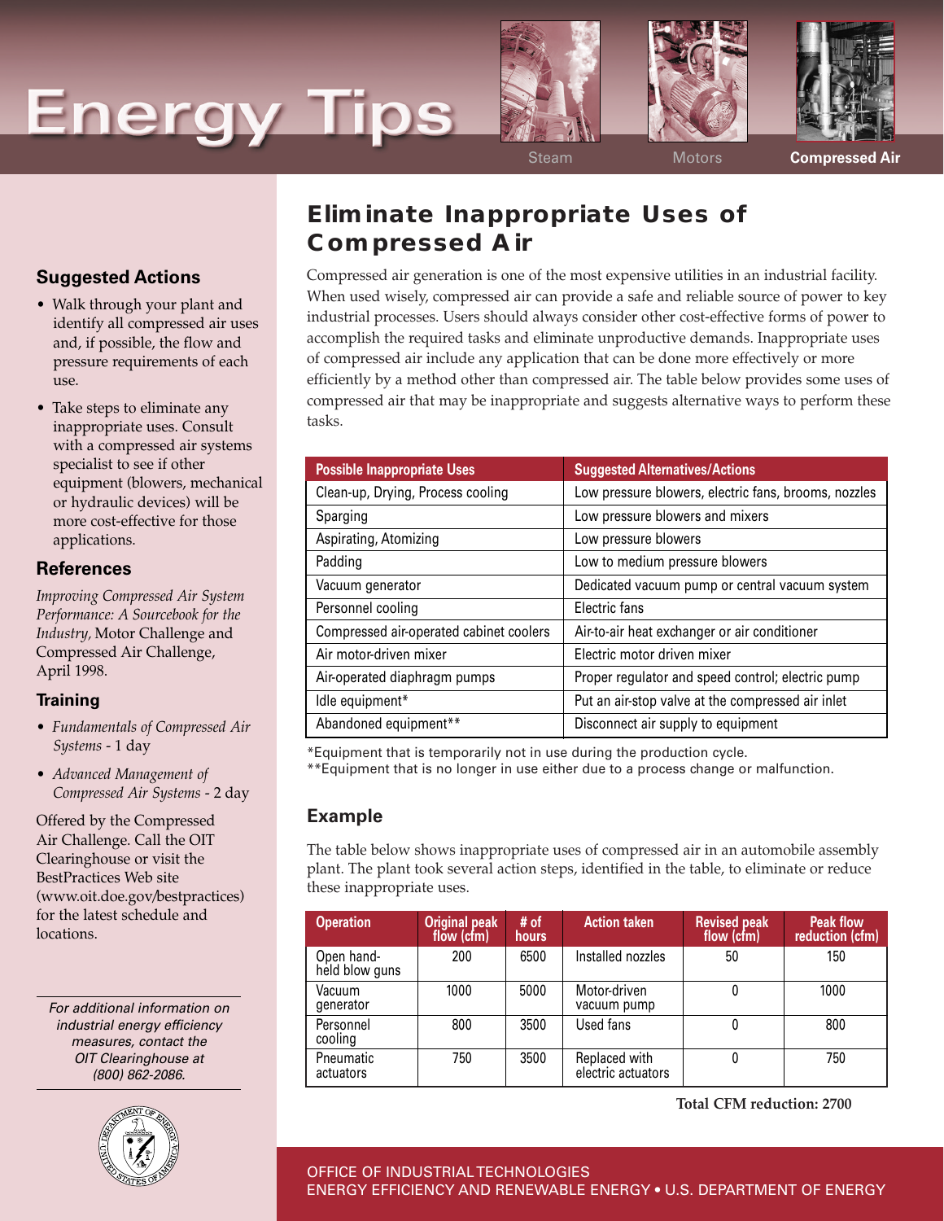# Energy Tips

Steam | Motors | **Compressed Air**

## Eliminate Inappropriate Uses of Compressed Air

Compressed air generation is one of the most expensive utilities in an industrial facility. When used wisely, compressed air can provide a safe and reliable source of power to key industrial processes. Users should always consider other cost-effective forms of power to accomplish the required tasks and eliminate unproductive demands. Inappropriate uses of compressed air include any application that can be done more effectively or more efficiently by a method other than compressed air. The table below provides some uses of compressed air that may be inappropriate and suggests alternative ways to perform these tasks.

| Possible Inappropriate Uses | Suggested Alternatives/Actions |
|---|---|
| Clean-up, Drying, Process cooling | Low pressure blowers, electric fans, brooms, nozzles |
| Sparging | Low pressure blowers and mixers |
| Aspirating, Atomizing | Low pressure blowers |
| Padding | Low to medium pressure blowers |
| Vacuum generator | Dedicated vacuum pump or central vacuum system |
| Personnel cooling | Electric fans |
| Compressed air-operated cabinet coolers | Air-to-air heat exchanger or air conditioner |
| Air motor-driven mixer | Electric motor driven mixer |
| Air-operated diaphragm pumps | Proper regulator and speed control; electric pump |
| Idle equipment* | Put an air-stop valve at the compressed air inlet |
| Abandoned equipment** | Disconnect air supply to equipment |

*Equipment that is temporarily not in use during the production cycle.
**Equipment that is no longer in use either due to a process change or malfunction.

### Example

The table below shows inappropriate uses of compressed air in an automobile assembly plant. The plant took several action steps, identified in the table, to eliminate or reduce these inappropriate uses.

| Operation | Original peak flow (cfm) | # of hours | Action taken | Revised peak flow (cfm) | Peak flow reduction (cfm) |
|---|---|---|---|---|---|
| Open hand-held blow guns | 200 | 6500 | Installed nozzles | 50 | 150 |
| Vacuum generator | 1000 | 5000 | Motor-driven vacuum pump | 0 | 1000 |
| Personnel cooling | 800 | 3500 | Used fans | 0 | 800 |
| Pneumatic actuators | 750 | 3500 | Replaced with electric actuators | 0 | 750 |

**Total CFM reduction: 2700**

### Suggested Actions

- Walk through your plant and identify all compressed air uses and, if possible, the flow and pressure requirements of each use.
- Take steps to eliminate any inappropriate uses. Consult with a compressed air systems specialist to see if other equipment (blowers, mechanical or hydraulic devices) will be more cost-effective for those applications.

### References

*Improving Compressed Air System Performance: A Sourcebook for the Industry*, Motor Challenge and Compressed Air Challenge, April 1998.

### Training

- *Fundamentals of Compressed Air Systems* - 1 day
- *Advanced Management of Compressed Air Systems* - 2 day

Offered by the Compressed Air Challenge. Call the OIT Clearinghouse or visit the BestPractices Web site (www.oit.doe.gov/bestpractices) for the latest schedule and locations.

*For additional information on industrial energy efficiency measures, contact the OIT Clearinghouse at (800) 862-2086.*

OFFICE OF INDUSTRIAL TECHNOLOGIES
ENERGY EFFICIENCY AND RENEWABLE ENERGY • U.S. DEPARTMENT OF ENERGY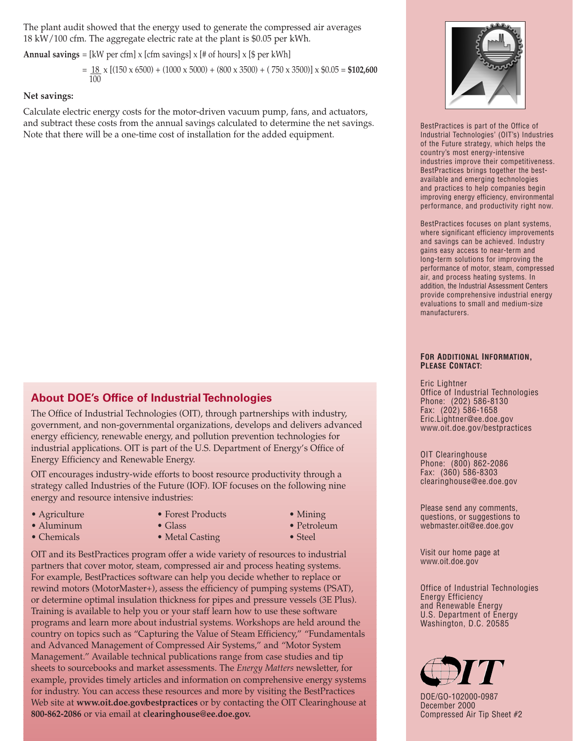The plant audit showed that the energy used to generate the compressed air averages 18 kW/100 cfm. The aggregate electric rate at the plant is $0.05 per kWh.

**Annual savings** = [kW per cfm] x [cfm savings] x [# of hours] x [$ per kWh]

$$= \frac{18}{100} \times [(150 \times 6500) + (1000 \times 5000) + (800 \times 3500) + (750 \times 3500)] \times \$0.05 = \mathbf{\$102,600}$$

**Net savings:**

Calculate electric energy costs for the motor-driven vacuum pump, fans, and actuators, and subtract these costs from the annual savings calculated to determine the net savings. Note that there will be a one-time cost of installation for the added equipment.

## About DOE's Office of Industrial Technologies

The Office of Industrial Technologies (OIT), through partnerships with industry, government, and non-governmental organizations, develops and delivers advanced energy efficiency, renewable energy, and pollution prevention technologies for industrial applications. OIT is part of the U.S. Department of Energy's Office of Energy Efficiency and Renewable Energy.

OIT encourages industry-wide efforts to boost resource productivity through a strategy called Industries of the Future (IOF). IOF focuses on the following nine energy and resource intensive industries:

- Agriculture
- Aluminum
- Chemicals
- Forest Products
- Glass
- Metal Casting
- Mining
- Petroleum
- Steel

OIT and its BestPractices program offer a wide variety of resources to industrial partners that cover motor, steam, compressed air and process heating systems. For example, BestPractices software can help you decide whether to replace or rewind motors (MotorMaster+), assess the efficiency of pumping systems (PSAT), or determine optimal insulation thickness for pipes and pressure vessels (3E Plus). Training is available to help you or your staff learn how to use these software programs and learn more about industrial systems. Workshops are held around the country on topics such as "Capturing the Value of Steam Efficiency," "Fundamentals and Advanced Management of Compressed Air Systems," and "Motor System Management." Available technical publications range from case studies and tip sheets to sourcebooks and market assessments. The *Energy Matters* newsletter, for example, provides timely articles and information on comprehensive energy systems for industry. You can access these resources and more by visiting the BestPractices Web site at **www.oit.doe.gov/bestpractices** or by contacting the OIT Clearinghouse at **800-862-2086** or via email at **clearinghouse@ee.doe.gov.**

BestPractices is part of the Office of Industrial Technologies' (OIT's) Industries of the Future strategy, which helps the country's most energy-intensive industries improve their competitiveness. BestPractices brings together the best-available and emerging technologies and practices to help companies begin improving energy efficiency, environmental performance, and productivity right now.

BestPractices focuses on plant systems, where significant efficiency improvements and savings can be achieved. Industry gains easy access to near-term and long-term solutions for improving the performance of motor, steam, compressed air, and process heating systems. In addition, the Industrial Assessment Centers provide comprehensive industrial energy evaluations to small and medium-size manufacturers.

**FOR ADDITIONAL INFORMATION, PLEASE CONTACT:**

Eric Lightner
Office of Industrial Technologies
Phone: (202) 586-8130
Fax: (202) 586-1658
Eric.Lightner@ee.doe.gov
www.oit.doe.gov/bestpractices

OIT Clearinghouse
Phone: (800) 862-2086
Fax: (360) 586-8303
clearinghouse@ee.doe.gov

Please send any comments, questions, or suggestions to webmaster.oit@ee.doe.gov

Visit our home page at www.oit.doe.gov

Office of Industrial Technologies
Energy Efficiency
and Renewable Energy
U.S. Department of Energy
Washington, D.C. 20585

OIT

DOE/GO-102000-0987
December 2000
Compressed Air Tip Sheet #2